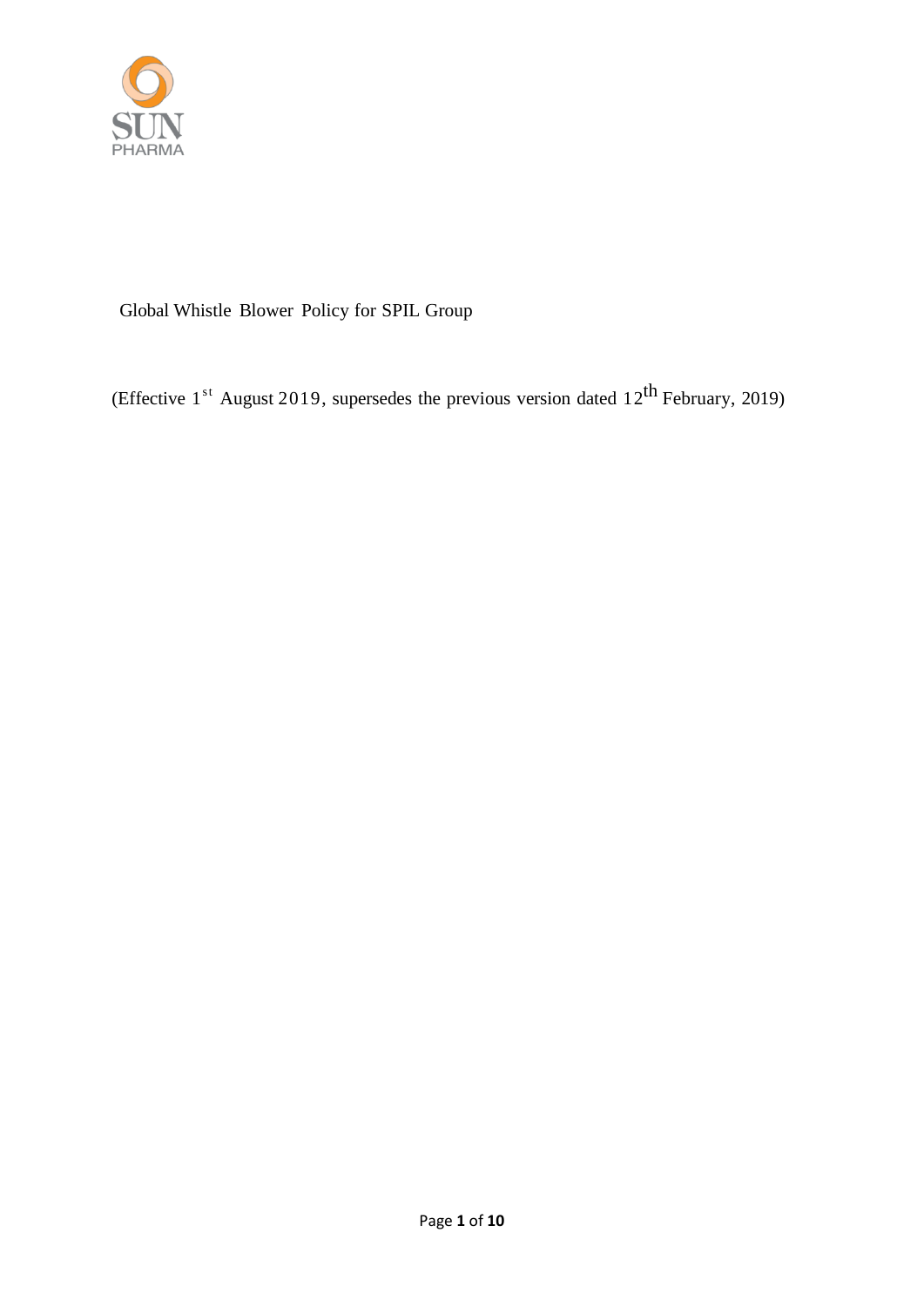# Global Whistle Blower Policy for SPIL Group

(Effective 1st August 2019, supersedes the previous version dated 12th February, 2019)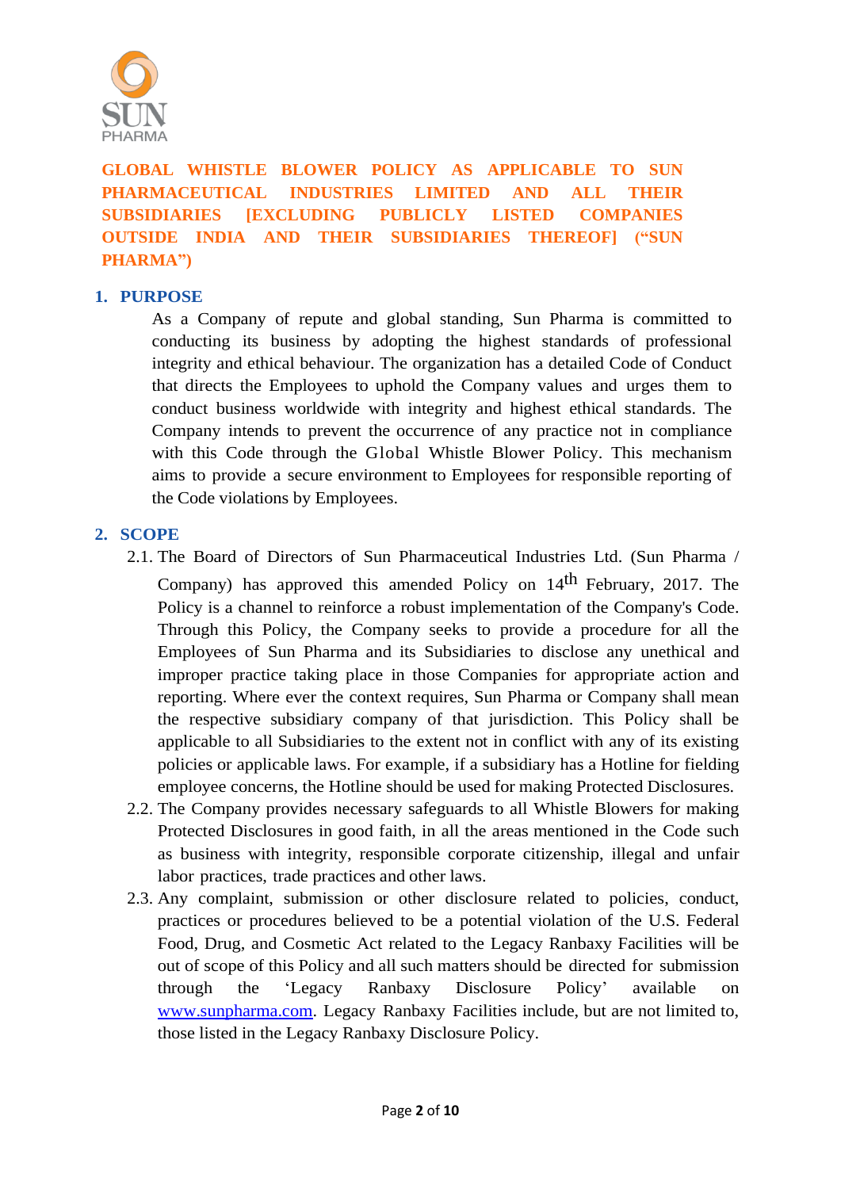# GLOBAL WHISTLE BLOWER POLICY AS APPLICABLE TO SUN PHARMACEUTICAL INDUSTRIES LIMITED AND ALL THEIR SUBSIDIARIES [EXCLUDING PUBLICLY LISTED COMPANIES OUTSIDE INDIA AND THEIR SUBSIDIARIES THEREOF] ("SUN PHARMA")

## 1. PURPOSE

As a Company of repute and global standing, Sun Pharma is committed to conducting its business by adopting the highest standards of professional integrity and ethical behaviour. The organization has a detailed Code of Conduct that directs the Employees to uphold the Company values and urges them to conduct business worldwide with integrity and highest ethical standards. The Company intends to prevent the occurrence of any practice not in compliance with this Code through the Global Whistle Blower Policy. This mechanism aims to provide a secure environment to Employees for responsible reporting of the Code violations by Employees.

## 2. SCOPE

2.1. The Board of Directors of Sun Pharmaceutical Industries Ltd. (Sun Pharma / Company) has approved this amended Policy on 14th February, 2017. The Policy is a channel to reinforce a robust implementation of the Company's Code. Through this Policy, the Company seeks to provide a procedure for all the Employees of Sun Pharma and its Subsidiaries to disclose any unethical and improper practice taking place in those Companies for appropriate action and reporting. Where ever the context requires, Sun Pharma or Company shall mean the respective subsidiary company of that jurisdiction. This Policy shall be applicable to all Subsidiaries to the extent not in conflict with any of its existing policies or applicable laws. For example, if a subsidiary has a Hotline for fielding employee concerns, the Hotline should be used for making Protected Disclosures.

2.2. The Company provides necessary safeguards to all Whistle Blowers for making Protected Disclosures in good faith, in all the areas mentioned in the Code such as business with integrity, responsible corporate citizenship, illegal and unfair labor practices, trade practices and other laws.

2.3. Any complaint, submission or other disclosure related to policies, conduct, practices or procedures believed to be a potential violation of the U.S. Federal Food, Drug, and Cosmetic Act related to the Legacy Ranbaxy Facilities will be out of scope of this Policy and all such matters should be directed for submission through the 'Legacy Ranbaxy Disclosure Policy' available on www.sunpharma.com. Legacy Ranbaxy Facilities include, but are not limited to, those listed in the Legacy Ranbaxy Disclosure Policy.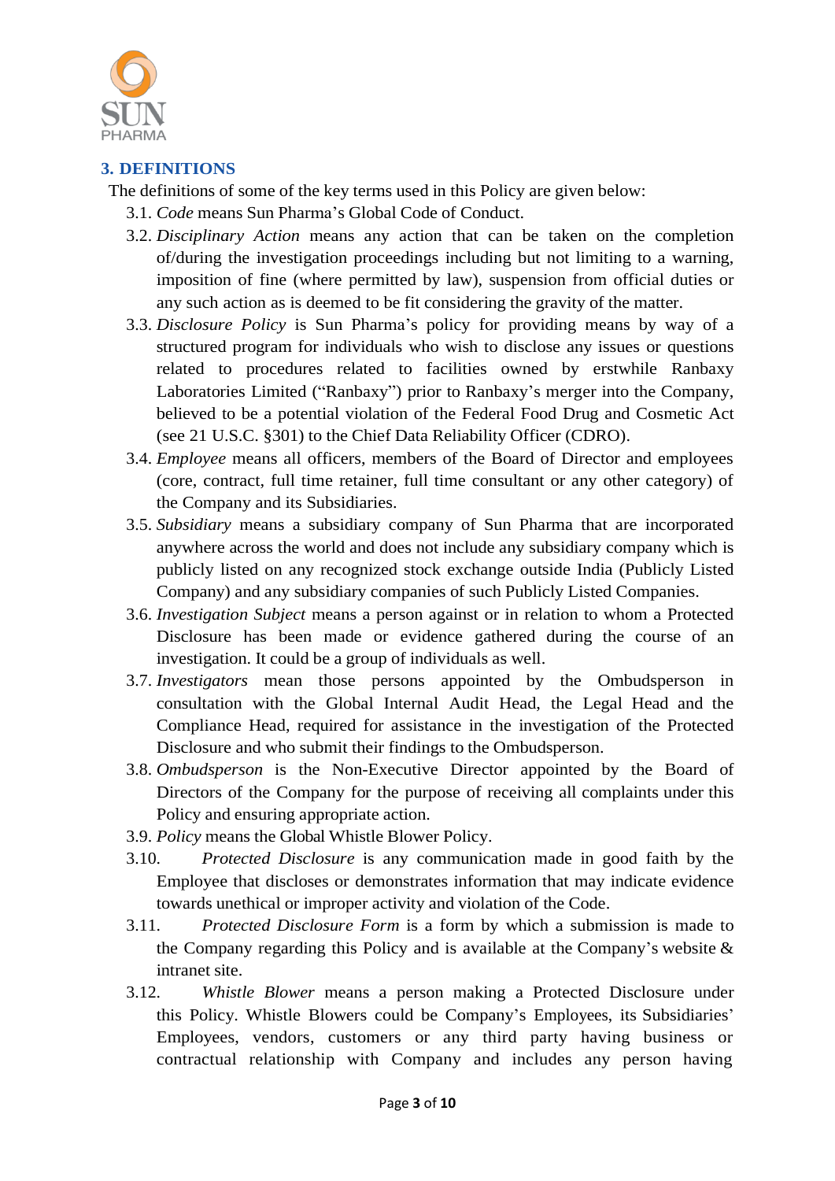## 3. DEFINITIONS

The definitions of some of the key terms used in this Policy are given below:

3.1. *Code* means Sun Pharma's Global Code of Conduct.

3.2. *Disciplinary Action* means any action that can be taken on the completion of/during the investigation proceedings including but not limiting to a warning, imposition of fine (where permitted by law), suspension from official duties or any such action as is deemed to be fit considering the gravity of the matter.

3.3. *Disclosure Policy* is Sun Pharma's policy for providing means by way of a structured program for individuals who wish to disclose any issues or questions related to procedures related to facilities owned by erstwhile Ranbaxy Laboratories Limited ("Ranbaxy") prior to Ranbaxy's merger into the Company, believed to be a potential violation of the Federal Food Drug and Cosmetic Act (see 21 U.S.C. §301) to the Chief Data Reliability Officer (CDRO).

3.4. *Employee* means all officers, members of the Board of Director and employees (core, contract, full time retainer, full time consultant or any other category) of the Company and its Subsidiaries.

3.5. *Subsidiary* means a subsidiary company of Sun Pharma that are incorporated anywhere across the world and does not include any subsidiary company which is publicly listed on any recognized stock exchange outside India (Publicly Listed Company) and any subsidiary companies of such Publicly Listed Companies.

3.6. *Investigation Subject* means a person against or in relation to whom a Protected Disclosure has been made or evidence gathered during the course of an investigation. It could be a group of individuals as well.

3.7. *Investigators* mean those persons appointed by the Ombudsperson in consultation with the Global Internal Audit Head, the Legal Head and the Compliance Head, required for assistance in the investigation of the Protected Disclosure and who submit their findings to the Ombudsperson.

3.8. *Ombudsperson* is the Non-Executive Director appointed by the Board of Directors of the Company for the purpose of receiving all complaints under this Policy and ensuring appropriate action.

3.9. *Policy* means the Global Whistle Blower Policy.

3.10. *Protected Disclosure* is any communication made in good faith by the Employee that discloses or demonstrates information that may indicate evidence towards unethical or improper activity and violation of the Code.

3.11. *Protected Disclosure Form* is a form by which a submission is made to the Company regarding this Policy and is available at the Company's website & intranet site.

3.12. *Whistle Blower* means a person making a Protected Disclosure under this Policy. Whistle Blowers could be Company's Employees, its Subsidiaries' Employees, vendors, customers or any third party having business or contractual relationship with Company and includes any person having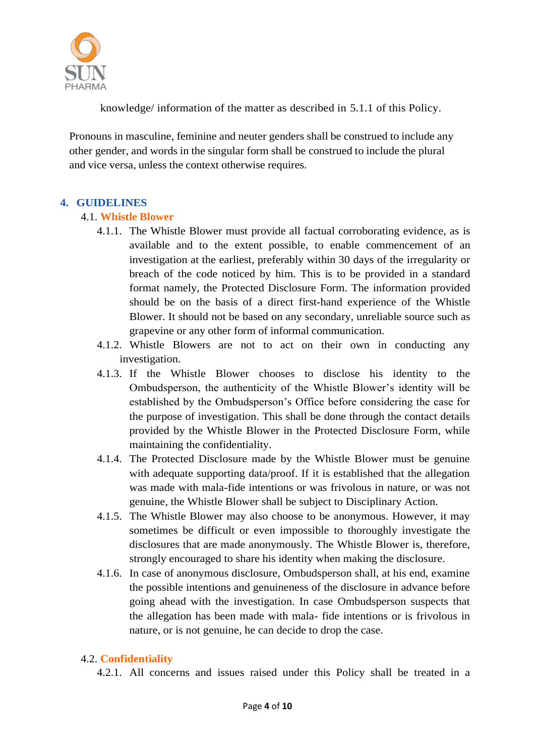knowledge/ information of the matter as described in 5.1.1 of this Policy.

Pronouns in masculine, feminine and neuter genders shall be construed to include any other gender, and words in the singular form shall be construed to include the plural and vice versa, unless the context otherwise requires.

## 4. GUIDELINES

### 4.1. Whistle Blower

4.1.1. The Whistle Blower must provide all factual corroborating evidence, as is available and to the extent possible, to enable commencement of an investigation at the earliest, preferably within 30 days of the irregularity or breach of the code noticed by him. This is to be provided in a standard format namely, the Protected Disclosure Form. The information provided should be on the basis of a direct first-hand experience of the Whistle Blower. It should not be based on any secondary, unreliable source such as grapevine or any other form of informal communication.

4.1.2. Whistle Blowers are not to act on their own in conducting any investigation.

4.1.3. If the Whistle Blower chooses to disclose his identity to the Ombudsperson, the authenticity of the Whistle Blower's identity will be established by the Ombudsperson's Office before considering the case for the purpose of investigation. This shall be done through the contact details provided by the Whistle Blower in the Protected Disclosure Form, while maintaining the confidentiality.

4.1.4. The Protected Disclosure made by the Whistle Blower must be genuine with adequate supporting data/proof. If it is established that the allegation was made with mala-fide intentions or was frivolous in nature, or was not genuine, the Whistle Blower shall be subject to Disciplinary Action.

4.1.5. The Whistle Blower may also choose to be anonymous. However, it may sometimes be difficult or even impossible to thoroughly investigate the disclosures that are made anonymously. The Whistle Blower is, therefore, strongly encouraged to share his identity when making the disclosure.

4.1.6. In case of anonymous disclosure, Ombudsperson shall, at his end, examine the possible intentions and genuineness of the disclosure in advance before going ahead with the investigation. In case Ombudsperson suspects that the allegation has been made with mala- fide intentions or is frivolous in nature, or is not genuine, he can decide to drop the case.

### 4.2. Confidentiality

4.2.1. All concerns and issues raised under this Policy shall be treated in a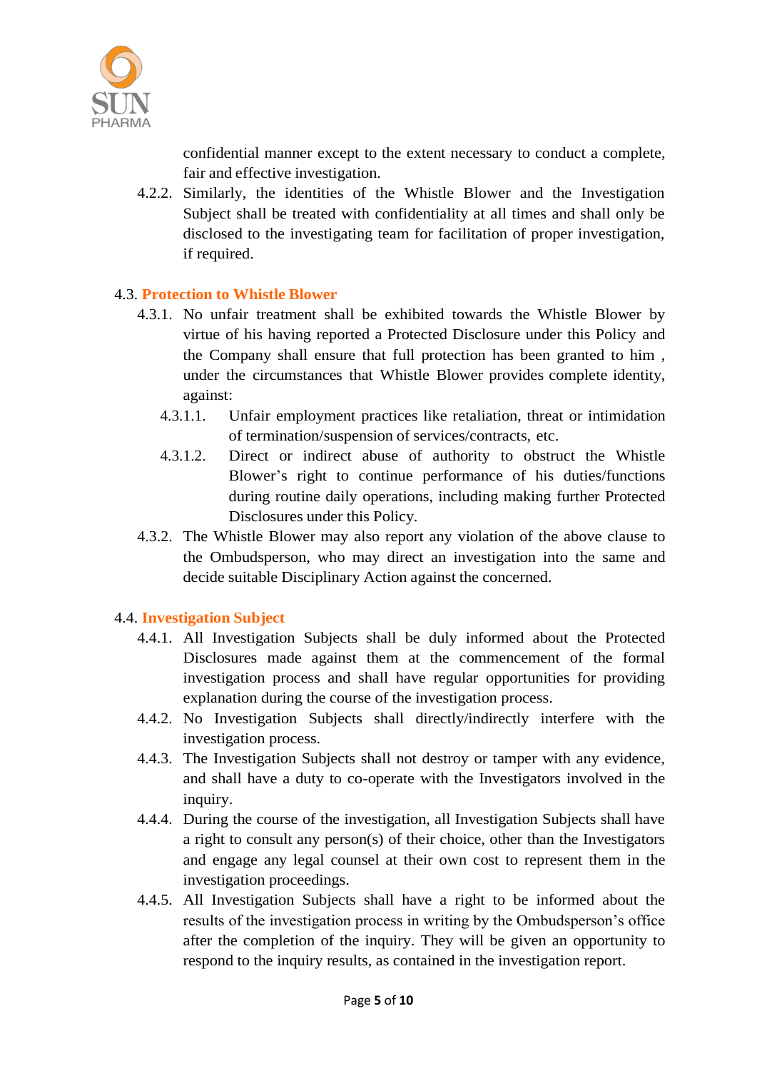confidential manner except to the extent necessary to conduct a complete, fair and effective investigation.

4.2.2. Similarly, the identities of the Whistle Blower and the Investigation Subject shall be treated with confidentiality at all times and shall only be disclosed to the investigating team for facilitation of proper investigation, if required.

### 4.3. Protection to Whistle Blower

4.3.1. No unfair treatment shall be exhibited towards the Whistle Blower by virtue of his having reported a Protected Disclosure under this Policy and the Company shall ensure that full protection has been granted to him , under the circumstances that Whistle Blower provides complete identity, against:

4.3.1.1. Unfair employment practices like retaliation, threat or intimidation of termination/suspension of services/contracts, etc.

4.3.1.2. Direct or indirect abuse of authority to obstruct the Whistle Blower's right to continue performance of his duties/functions during routine daily operations, including making further Protected Disclosures under this Policy.

4.3.2. The Whistle Blower may also report any violation of the above clause to the Ombudsperson, who may direct an investigation into the same and decide suitable Disciplinary Action against the concerned.

### 4.4. Investigation Subject

4.4.1. All Investigation Subjects shall be duly informed about the Protected Disclosures made against them at the commencement of the formal investigation process and shall have regular opportunities for providing explanation during the course of the investigation process.

4.4.2. No Investigation Subjects shall directly/indirectly interfere with the investigation process.

4.4.3. The Investigation Subjects shall not destroy or tamper with any evidence, and shall have a duty to co-operate with the Investigators involved in the inquiry.

4.4.4. During the course of the investigation, all Investigation Subjects shall have a right to consult any person(s) of their choice, other than the Investigators and engage any legal counsel at their own cost to represent them in the investigation proceedings.

4.4.5. All Investigation Subjects shall have a right to be informed about the results of the investigation process in writing by the Ombudsperson's office after the completion of the inquiry. They will be given an opportunity to respond to the inquiry results, as contained in the investigation report.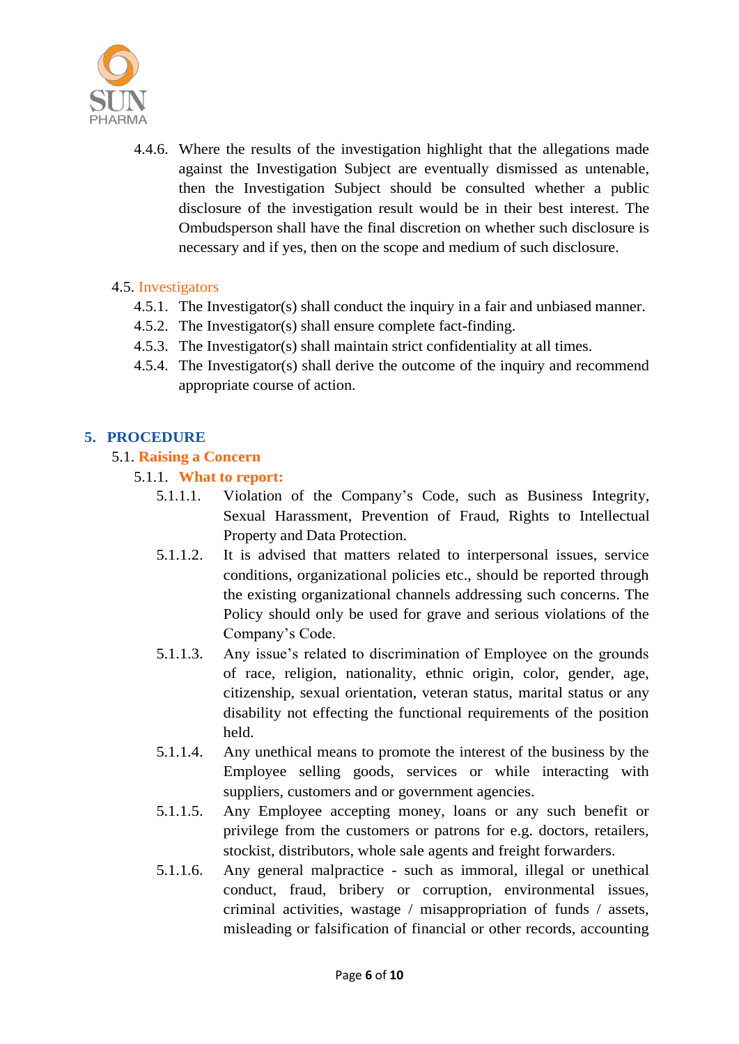4.4.6. Where the results of the investigation highlight that the allegations made against the Investigation Subject are eventually dismissed as untenable, then the Investigation Subject should be consulted whether a public disclosure of the investigation result would be in their best interest. The Ombudsperson shall have the final discretion on whether such disclosure is necessary and if yes, then on the scope and medium of such disclosure.

### 4.5. Investigators

4.5.1. The Investigator(s) shall conduct the inquiry in a fair and unbiased manner.

4.5.2. The Investigator(s) shall ensure complete fact-finding.

4.5.3. The Investigator(s) shall maintain strict confidentiality at all times.

4.5.4. The Investigator(s) shall derive the outcome of the inquiry and recommend appropriate course of action.

## 5. PROCEDURE

### 5.1. Raising a Concern

#### 5.1.1. What to report:

5.1.1.1. Violation of the Company's Code, such as Business Integrity, Sexual Harassment, Prevention of Fraud, Rights to Intellectual Property and Data Protection.

5.1.1.2. It is advised that matters related to interpersonal issues, service conditions, organizational policies etc., should be reported through the existing organizational channels addressing such concerns. The Policy should only be used for grave and serious violations of the Company's Code.

5.1.1.3. Any issue's related to discrimination of Employee on the grounds of race, religion, nationality, ethnic origin, color, gender, age, citizenship, sexual orientation, veteran status, marital status or any disability not effecting the functional requirements of the position held.

5.1.1.4. Any unethical means to promote the interest of the business by the Employee selling goods, services or while interacting with suppliers, customers and or government agencies.

5.1.1.5. Any Employee accepting money, loans or any such benefit or privilege from the customers or patrons for e.g. doctors, retailers, stockist, distributors, whole sale agents and freight forwarders.

5.1.1.6. Any general malpractice - such as immoral, illegal or unethical conduct, fraud, bribery or corruption, environmental issues, criminal activities, wastage / misappropriation of funds / assets, misleading or falsification of financial or other records, accounting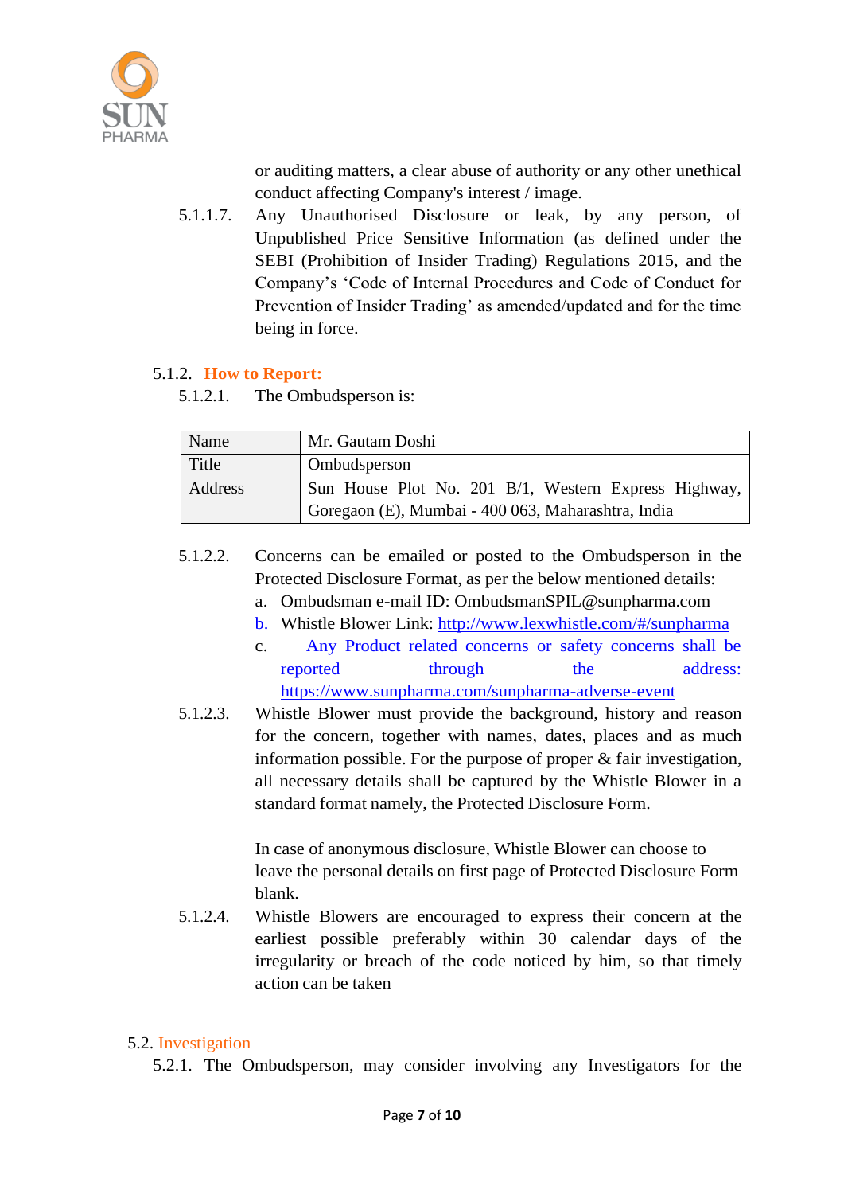or auditing matters, a clear abuse of authority or any other unethical conduct affecting Company's interest / image.

5.1.1.7. Any Unauthorised Disclosure or leak, by any person, of Unpublished Price Sensitive Information (as defined under the SEBI (Prohibition of Insider Trading) Regulations 2015, and the Company's 'Code of Internal Procedures and Code of Conduct for Prevention of Insider Trading' as amended/updated and for the time being in force.

### 5.1.2. How to Report:

5.1.2.1. The Ombudsperson is:

| Name | Mr. Gautam Doshi |
|---|---|
| Title | Ombudsperson |
| Address | Sun House Plot No. 201 B/1, Western Express Highway, Goregaon (E), Mumbai - 400 063, Maharashtra, India |

5.1.2.2. Concerns can be emailed or posted to the Ombudsperson in the Protected Disclosure Format, as per the below mentioned details:

a. Ombudsman e-mail ID: OmbudsmanSPIL@sunpharma.com
b. Whistle Blower Link: http://www.lexwhistle.com/#/sunpharma
c. Any Product related concerns or safety concerns shall be reported through the address: https://www.sunpharma.com/sunpharma-adverse-event

5.1.2.3. Whistle Blower must provide the background, history and reason for the concern, together with names, dates, places and as much information possible. For the purpose of proper & fair investigation, all necessary details shall be captured by the Whistle Blower in a standard format namely, the Protected Disclosure Form.

In case of anonymous disclosure, Whistle Blower can choose to leave the personal details on first page of Protected Disclosure Form blank.

5.1.2.4. Whistle Blowers are encouraged to express their concern at the earliest possible preferably within 30 calendar days of the irregularity or breach of the code noticed by him, so that timely action can be taken

## 5.2. Investigation

5.2.1. The Ombudsperson, may consider involving any Investigators for the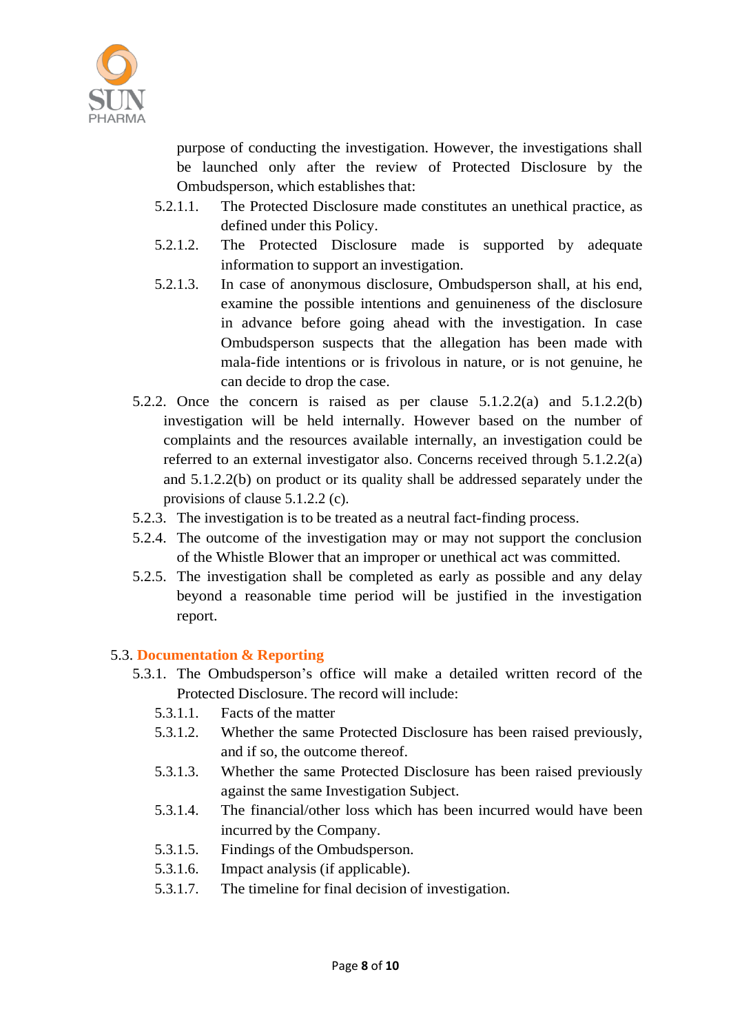purpose of conducting the investigation. However, the investigations shall be launched only after the review of Protected Disclosure by the Ombudsperson, which establishes that:

- 5.2.1.1. The Protected Disclosure made constitutes an unethical practice, as defined under this Policy.
- 5.2.1.2. The Protected Disclosure made is supported by adequate information to support an investigation.
- 5.2.1.3. In case of anonymous disclosure, Ombudsperson shall, at his end, examine the possible intentions and genuineness of the disclosure in advance before going ahead with the investigation. In case Ombudsperson suspects that the allegation has been made with mala-fide intentions or is frivolous in nature, or is not genuine, he can decide to drop the case.

5.2.2. Once the concern is raised as per clause 5.1.2.2(a) and 5.1.2.2(b) investigation will be held internally. However based on the number of complaints and the resources available internally, an investigation could be referred to an external investigator also. Concerns received through 5.1.2.2(a) and 5.1.2.2(b) on product or its quality shall be addressed separately under the provisions of clause 5.1.2.2 (c).

5.2.3. The investigation is to be treated as a neutral fact-finding process.

5.2.4. The outcome of the investigation may or may not support the conclusion of the Whistle Blower that an improper or unethical act was committed.

5.2.5. The investigation shall be completed as early as possible and any delay beyond a reasonable time period will be justified in the investigation report.

## 5.3. Documentation & Reporting

5.3.1. The Ombudsperson's office will make a detailed written record of the Protected Disclosure. The record will include:

- 5.3.1.1. Facts of the matter
- 5.3.1.2. Whether the same Protected Disclosure has been raised previously, and if so, the outcome thereof.
- 5.3.1.3. Whether the same Protected Disclosure has been raised previously against the same Investigation Subject.
- 5.3.1.4. The financial/other loss which has been incurred would have been incurred by the Company.
- 5.3.1.5. Findings of the Ombudsperson.
- 5.3.1.6. Impact analysis (if applicable).
- 5.3.1.7. The timeline for final decision of investigation.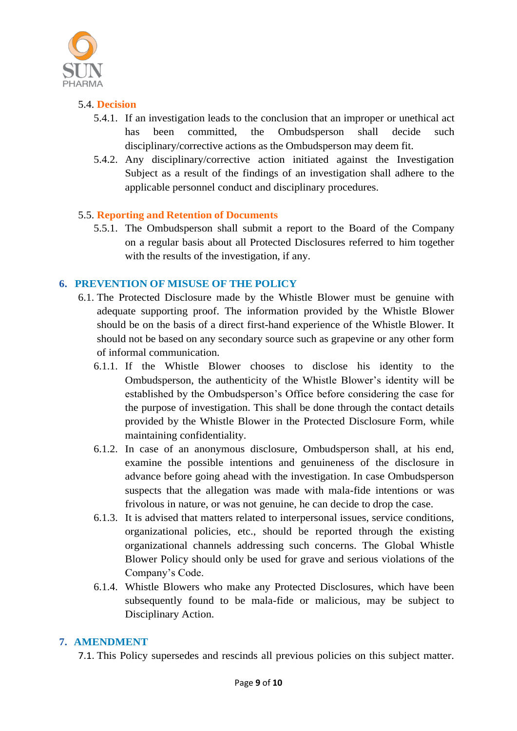### 5.4. Decision

5.4.1. If an investigation leads to the conclusion that an improper or unethical act has been committed, the Ombudsperson shall decide such disciplinary/corrective actions as the Ombudsperson may deem fit.

5.4.2. Any disciplinary/corrective action initiated against the Investigation Subject as a result of the findings of an investigation shall adhere to the applicable personnel conduct and disciplinary procedures.

### 5.5. Reporting and Retention of Documents

5.5.1. The Ombudsperson shall submit a report to the Board of the Company on a regular basis about all Protected Disclosures referred to him together with the results of the investigation, if any.

## 6. PREVENTION OF MISUSE OF THE POLICY

6.1. The Protected Disclosure made by the Whistle Blower must be genuine with adequate supporting proof. The information provided by the Whistle Blower should be on the basis of a direct first-hand experience of the Whistle Blower. It should not be based on any secondary source such as grapevine or any other form of informal communication.

6.1.1. If the Whistle Blower chooses to disclose his identity to the Ombudsperson, the authenticity of the Whistle Blower's identity will be established by the Ombudsperson's Office before considering the case for the purpose of investigation. This shall be done through the contact details provided by the Whistle Blower in the Protected Disclosure Form, while maintaining confidentiality.

6.1.2. In case of an anonymous disclosure, Ombudsperson shall, at his end, examine the possible intentions and genuineness of the disclosure in advance before going ahead with the investigation. In case Ombudsperson suspects that the allegation was made with mala-fide intentions or was frivolous in nature, or was not genuine, he can decide to drop the case.

6.1.3. It is advised that matters related to interpersonal issues, service conditions, organizational policies, etc., should be reported through the existing organizational channels addressing such concerns. The Global Whistle Blower Policy should only be used for grave and serious violations of the Company's Code.

6.1.4. Whistle Blowers who make any Protected Disclosures, which have been subsequently found to be mala-fide or malicious, may be subject to Disciplinary Action.

## 7. AMENDMENT

7.1. This Policy supersedes and rescinds all previous policies on this subject matter.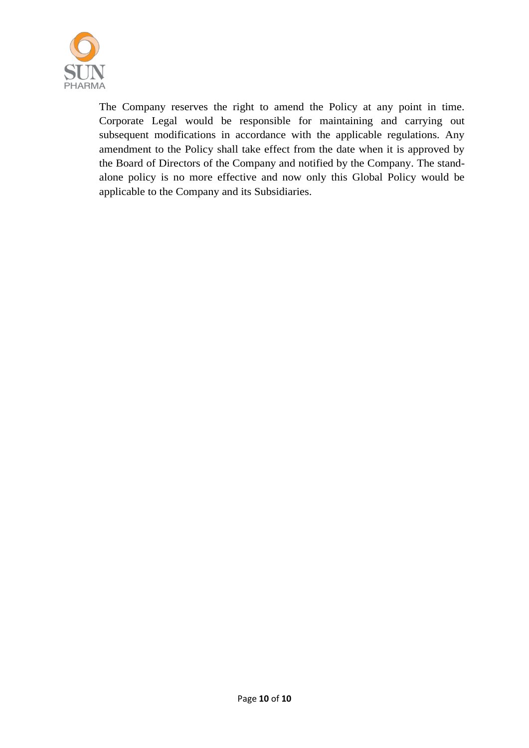The Company reserves the right to amend the Policy at any point in time. Corporate Legal would be responsible for maintaining and carrying out subsequent modifications in accordance with the applicable regulations. Any amendment to the Policy shall take effect from the date when it is approved by the Board of Directors of the Company and notified by the Company. The stand-alone policy is no more effective and now only this Global Policy would be applicable to the Company and its Subsidiaries.